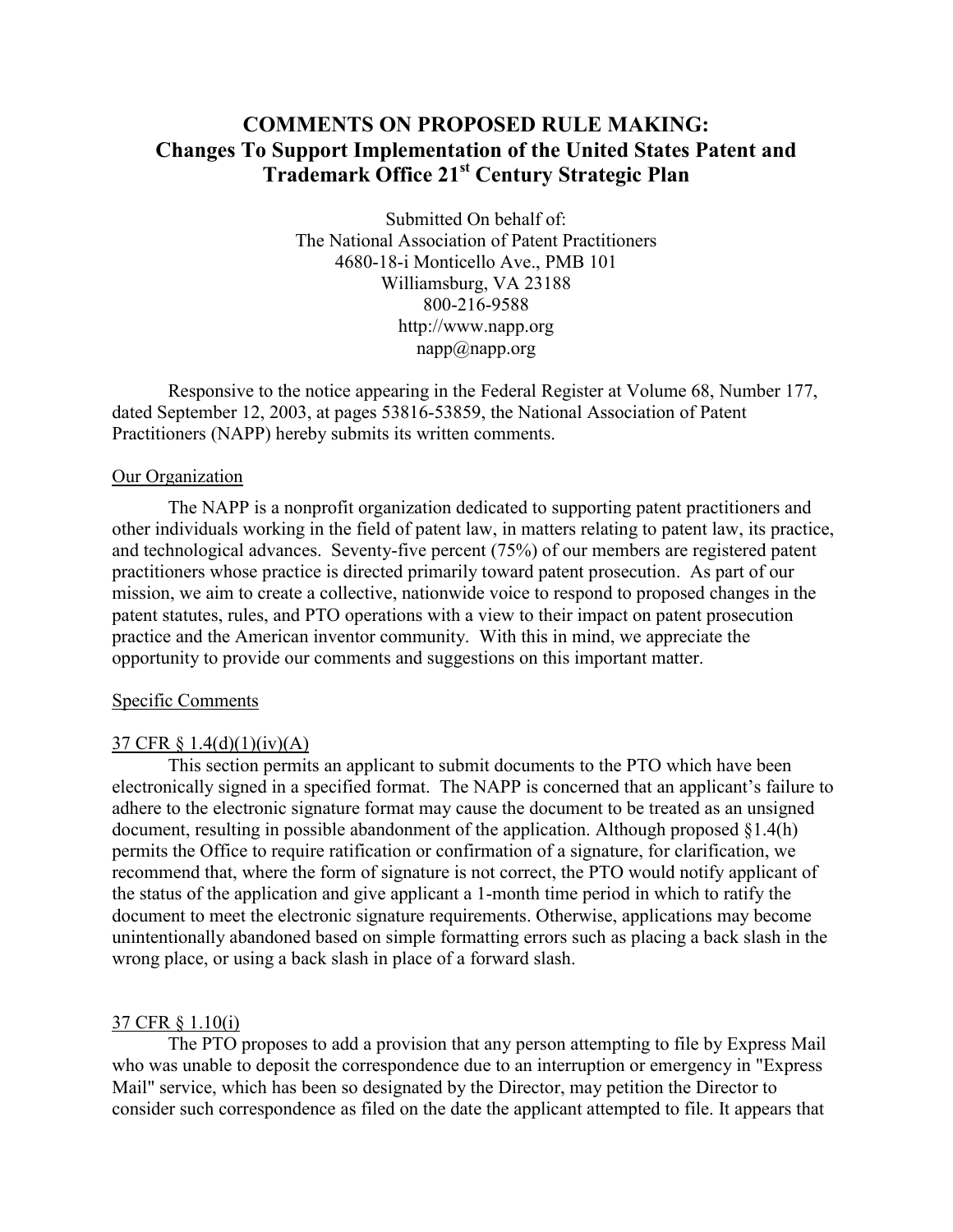# COMMENTS ON PROPOSED RULE MAKING: Changes To Support Implementation of the United States Patent and Trademark Office 21st Century Strategic Plan

Submitted On behalf of:
The National Association of Patent Practitioners
4680-18-i Monticello Ave., PMB 101
Williamsburg, VA 23188
800-216-9588
http://www.napp.org
napp@napp.org

Responsive to the notice appearing in the Federal Register at Volume 68, Number 177, dated September 12, 2003, at pages 53816-53859, the National Association of Patent Practitioners (NAPP) hereby submits its written comments.

## Our Organization

The NAPP is a nonprofit organization dedicated to supporting patent practitioners and other individuals working in the field of patent law, in matters relating to patent law, its practice, and technological advances. Seventy-five percent (75%) of our members are registered patent practitioners whose practice is directed primarily toward patent prosecution. As part of our mission, we aim to create a collective, nationwide voice to respond to proposed changes in the patent statutes, rules, and PTO operations with a view to their impact on patent prosecution practice and the American inventor community. With this in mind, we appreciate the opportunity to provide our comments and suggestions on this important matter.

## Specific Comments

### 37 CFR § 1.4(d)(1)(iv)(A)

This section permits an applicant to submit documents to the PTO which have been electronically signed in a specified format. The NAPP is concerned that an applicant's failure to adhere to the electronic signature format may cause the document to be treated as an unsigned document, resulting in possible abandonment of the application. Although proposed §1.4(h) permits the Office to require ratification or confirmation of a signature, for clarification, we recommend that, where the form of signature is not correct, the PTO would notify applicant of the status of the application and give applicant a 1-month time period in which to ratify the document to meet the electronic signature requirements. Otherwise, applications may become unintentionally abandoned based on simple formatting errors such as placing a back slash in the wrong place, or using a back slash in place of a forward slash.

### 37 CFR § 1.10(i)

The PTO proposes to add a provision that any person attempting to file by Express Mail who was unable to deposit the correspondence due to an interruption or emergency in "Express Mail" service, which has been so designated by the Director, may petition the Director to consider such correspondence as filed on the date the applicant attempted to file. It appears that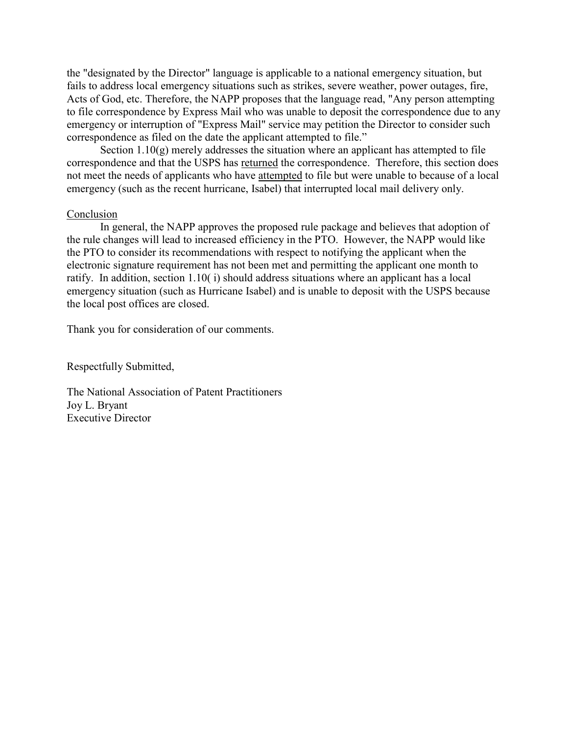the "designated by the Director" language is applicable to a national emergency situation, but fails to address local emergency situations such as strikes, severe weather, power outages, fire, Acts of God, etc. Therefore, the NAPP proposes that the language read, "Any person attempting to file correspondence by Express Mail who was unable to deposit the correspondence due to any emergency or interruption of "Express Mail" service may petition the Director to consider such correspondence as filed on the date the applicant attempted to file."

Section 1.10(g) merely addresses the situation where an applicant has attempted to file correspondence and that the USPS has returned the correspondence. Therefore, this section does not meet the needs of applicants who have attempted to file but were unable to because of a local emergency (such as the recent hurricane, Isabel) that interrupted local mail delivery only.

Conclusion

In general, the NAPP approves the proposed rule package and believes that adoption of the rule changes will lead to increased efficiency in the PTO. However, the NAPP would like the PTO to consider its recommendations with respect to notifying the applicant when the electronic signature requirement has not been met and permitting the applicant one month to ratify. In addition, section 1.10( i) should address situations where an applicant has a local emergency situation (such as Hurricane Isabel) and is unable to deposit with the USPS because the local post offices are closed.

Thank you for consideration of our comments.

Respectfully Submitted,

The National Association of Patent Practitioners
Joy L. Bryant
Executive Director